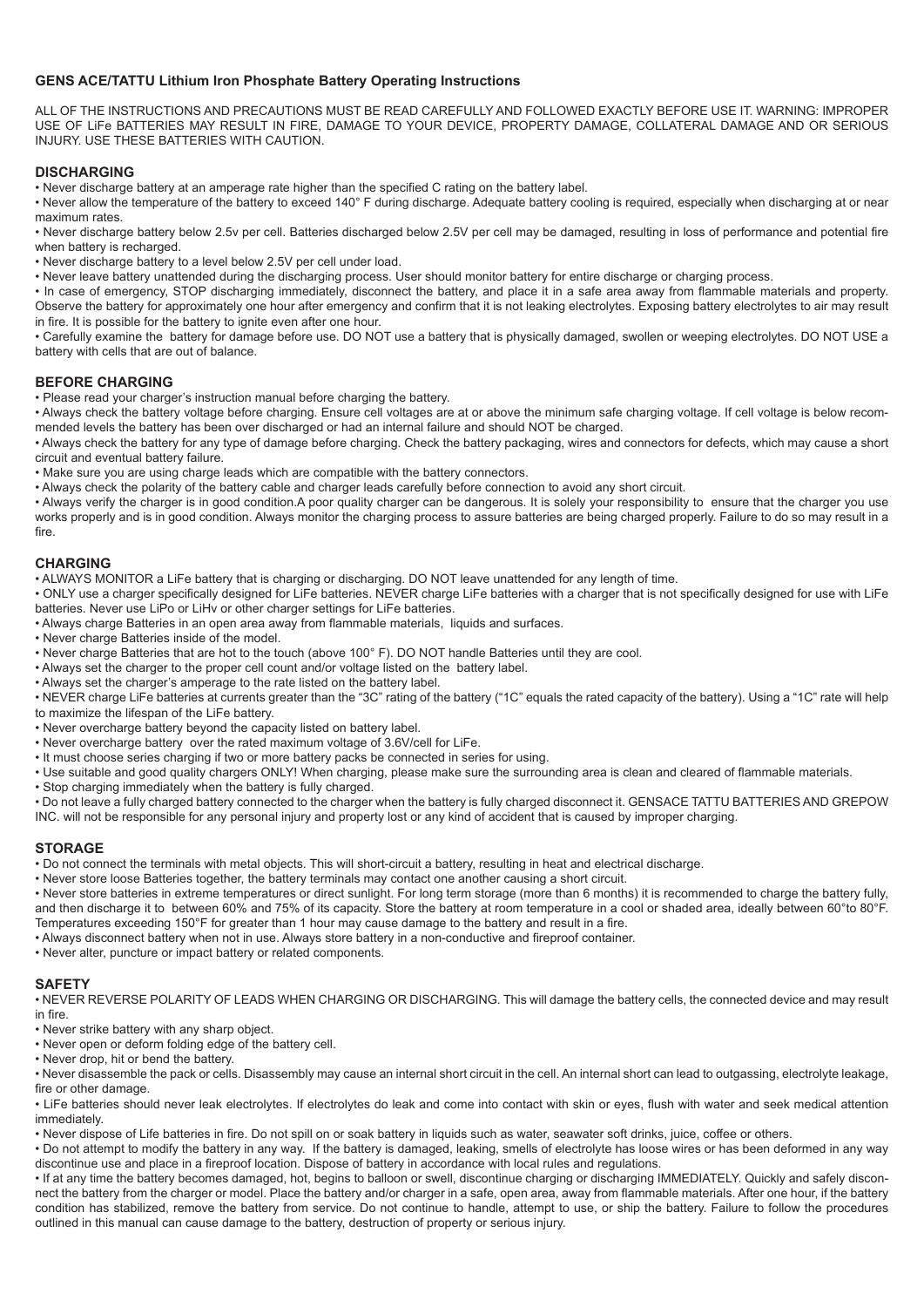# GENS ACE/TATTU Lithium Iron Phosphate Battery Operating Instructions

ALL OF THE INSTRUCTIONS AND PRECAUTIONS MUST BE READ CAREFULLY AND FOLLOWED EXACTLY BEFORE USE IT. WARNING: IMPROPER USE OF LiFe BATTERIES MAY RESULT IN FIRE, DAMAGE TO YOUR DEVICE, PROPERTY DAMAGE, COLLATERAL DAMAGE AND OR SERIOUS INJURY. USE THESE BATTERIES WITH CAUTION.

## DISCHARGING

- Never discharge battery at an amperage rate higher than the specified C rating on the battery label.
- Never allow the temperature of the battery to exceed 140° F during discharge. Adequate battery cooling is required, especially when discharging at or near maximum rates.
- Never discharge battery below 2.5v per cell. Batteries discharged below 2.5V per cell may be damaged, resulting in loss of performance and potential fire when battery is recharged.
- Never discharge battery to a level below 2.5V per cell under load.
- Never leave battery unattended during the discharging process. User should monitor battery for entire discharge or charging process.
- In case of emergency, STOP discharging immediately, disconnect the battery, and place it in a safe area away from flammable materials and property. Observe the battery for approximately one hour after emergency and confirm that it is not leaking electrolytes. Exposing battery electrolytes to air may result in fire. It is possible for the battery to ignite even after one hour.
- Carefully examine the battery for damage before use. DO NOT use a battery that is physically damaged, swollen or weeping electrolytes. DO NOT USE a battery with cells that are out of balance.

## BEFORE CHARGING

- Please read your charger's instruction manual before charging the battery.
- Always check the battery voltage before charging. Ensure cell voltages are at or above the minimum safe charging voltage. If cell voltage is below recommended levels the battery has been over discharged or had an internal failure and should NOT be charged.
- Always check the battery for any type of damage before charging. Check the battery packaging, wires and connectors for defects, which may cause a short circuit and eventual battery failure.
- Make sure you are using charge leads which are compatible with the battery connectors.
- Always check the polarity of the battery cable and charger leads carefully before connection to avoid any short circuit.
- Always verify the charger is in good condition.A poor quality charger can be dangerous. It is solely your responsibility to ensure that the charger you use works properly and is in good condition. Always monitor the charging process to assure batteries are being charged properly. Failure to do so may result in a fire.

## CHARGING

- ALWAYS MONITOR a LiFe battery that is charging or discharging. DO NOT leave unattended for any length of time.
- ONLY use a charger specifically designed for LiFe batteries. NEVER charge LiFe batteries with a charger that is not specifically designed for use with LiFe batteries. Never use LiPo or LiHv or other charger settings for LiFe batteries.
- Always charge Batteries in an open area away from flammable materials, liquids and surfaces.
- Never charge Batteries inside of the model.
- Never charge Batteries that are hot to the touch (above 100° F). DO NOT handle Batteries until they are cool.
- Always set the charger to the proper cell count and/or voltage listed on the battery label.
- Always set the charger's amperage to the rate listed on the battery label.
- NEVER charge LiFe batteries at currents greater than the "3C" rating of the battery ("1C" equals the rated capacity of the battery). Using a "1C" rate will help to maximize the lifespan of the LiFe battery.
- Never overcharge battery beyond the capacity listed on battery label.
- Never overcharge battery over the rated maximum voltage of 3.6V/cell for LiFe.
- It must choose series charging if two or more battery packs be connected in series for using.
- Use suitable and good quality chargers ONLY! When charging, please make sure the surrounding area is clean and cleared of flammable materials.
- Stop charging immediately when the battery is fully charged.
- Do not leave a fully charged battery connected to the charger when the battery is fully charged disconnect it. GENSACE TATTU BATTERIES AND GREPOW INC. will not be responsible for any personal injury and property lost or any kind of accident that is caused by improper charging.

## STORAGE

- Do not connect the terminals with metal objects. This will short-circuit a battery, resulting in heat and electrical discharge.
- Never store loose Batteries together, the battery terminals may contact one another causing a short circuit.
- Never store batteries in extreme temperatures or direct sunlight. For long term storage (more than 6 months) it is recommended to charge the battery fully, and then discharge it to between 60% and 75% of its capacity. Store the battery at room temperature in a cool or shaded area, ideally between 60°to 80°F. Temperatures exceeding 150°F for greater than 1 hour may cause damage to the battery and result in a fire.
- Always disconnect battery when not in use. Always store battery in a non-conductive and fireproof container.
- Never alter, puncture or impact battery or related components.

## SAFETY

- NEVER REVERSE POLARITY OF LEADS WHEN CHARGING OR DISCHARGING. This will damage the battery cells, the connected device and may result in fire.
- Never strike battery with any sharp object.
- Never open or deform folding edge of the battery cell.
- Never drop, hit or bend the battery.
- Never disassemble the pack or cells. Disassembly may cause an internal short circuit in the cell. An internal short can lead to outgassing, electrolyte leakage, fire or other damage.
- LiFe batteries should never leak electrolytes. If electrolytes do leak and come into contact with skin or eyes, flush with water and seek medical attention immediately.
- Never dispose of Life batteries in fire. Do not spill on or soak battery in liquids such as water, seawater soft drinks, juice, coffee or others.
- Do not attempt to modify the battery in any way. If the battery is damaged, leaking, smells of electrolyte has loose wires or has been deformed in any way discontinue use and place in a fireproof location. Dispose of battery in accordance with local rules and regulations.
- If at any time the battery becomes damaged, hot, begins to balloon or swell, discontinue charging or discharging IMMEDIATELY. Quickly and safely disconnect the battery from the charger or model. Place the battery and/or charger in a safe, open area, away from flammable materials. After one hour, if the battery condition has stabilized, remove the battery from service. Do not continue to handle, attempt to use, or ship the battery. Failure to follow the procedures outlined in this manual can cause damage to the battery, destruction of property or serious injury.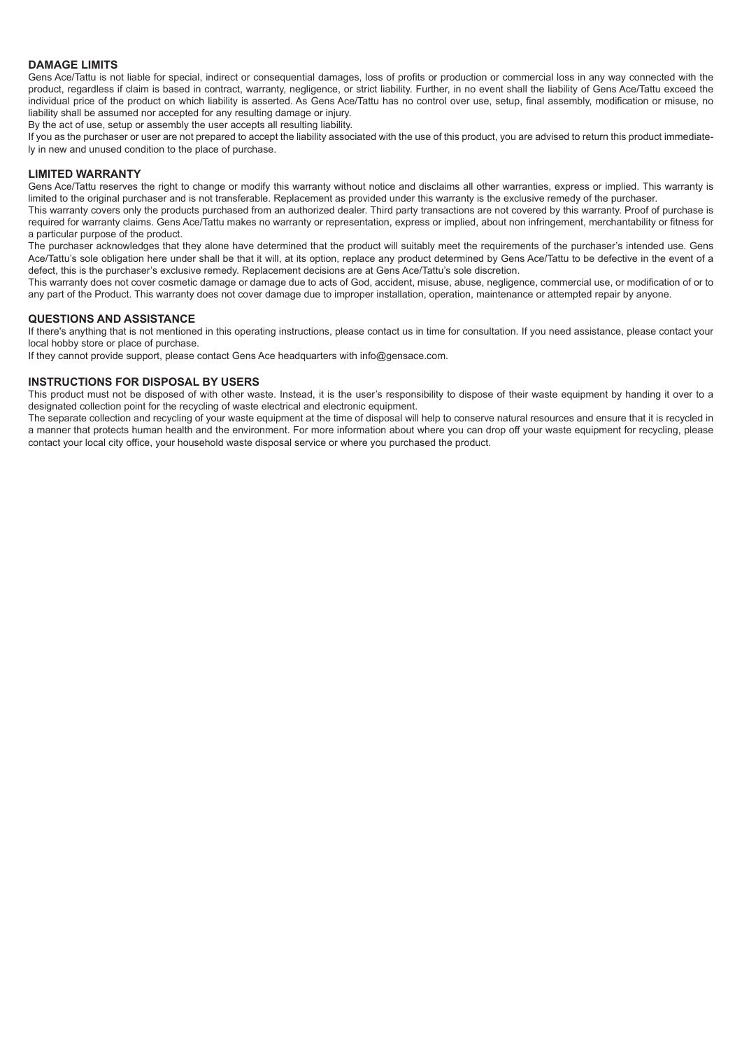## DAMAGE LIMITS

Gens Ace/Tattu is not liable for special, indirect or consequential damages, loss of profits or production or commercial loss in any way connected with the product, regardless if claim is based in contract, warranty, negligence, or strict liability. Further, in no event shall the liability of Gens Ace/Tattu exceed the individual price of the product on which liability is asserted. As Gens Ace/Tattu has no control over use, setup, final assembly, modification or misuse, no liability shall be assumed nor accepted for any resulting damage or injury.

By the act of use, setup or assembly the user accepts all resulting liability.

If you as the purchaser or user are not prepared to accept the liability associated with the use of this product, you are advised to return this product immediately in new and unused condition to the place of purchase.

## LIMITED WARRANTY

Gens Ace/Tattu reserves the right to change or modify this warranty without notice and disclaims all other warranties, express or implied. This warranty is limited to the original purchaser and is not transferable. Replacement as provided under this warranty is the exclusive remedy of the purchaser.

This warranty covers only the products purchased from an authorized dealer. Third party transactions are not covered by this warranty. Proof of purchase is required for warranty claims. Gens Ace/Tattu makes no warranty or representation, express or implied, about non infringement, merchantability or fitness for a particular purpose of the product.

The purchaser acknowledges that they alone have determined that the product will suitably meet the requirements of the purchaser's intended use. Gens Ace/Tattu's sole obligation here under shall be that it will, at its option, replace any product determined by Gens Ace/Tattu to be defective in the event of a defect, this is the purchaser's exclusive remedy. Replacement decisions are at Gens Ace/Tattu's sole discretion.

This warranty does not cover cosmetic damage or damage due to acts of God, accident, misuse, abuse, negligence, commercial use, or modification of or to any part of the Product. This warranty does not cover damage due to improper installation, operation, maintenance or attempted repair by anyone.

## QUESTIONS AND ASSISTANCE

If there's anything that is not mentioned in this operating instructions, please contact us in time for consultation. If you need assistance, please contact your local hobby store or place of purchase.

If they cannot provide support, please contact Gens Ace headquarters with info@gensace.com.

## INSTRUCTIONS FOR DISPOSAL BY USERS

This product must not be disposed of with other waste. Instead, it is the user's responsibility to dispose of their waste equipment by handing it over to a designated collection point for the recycling of waste electrical and electronic equipment.

The separate collection and recycling of your waste equipment at the time of disposal will help to conserve natural resources and ensure that it is recycled in a manner that protects human health and the environment. For more information about where you can drop off your waste equipment for recycling, please contact your local city office, your household waste disposal service or where you purchased the product.